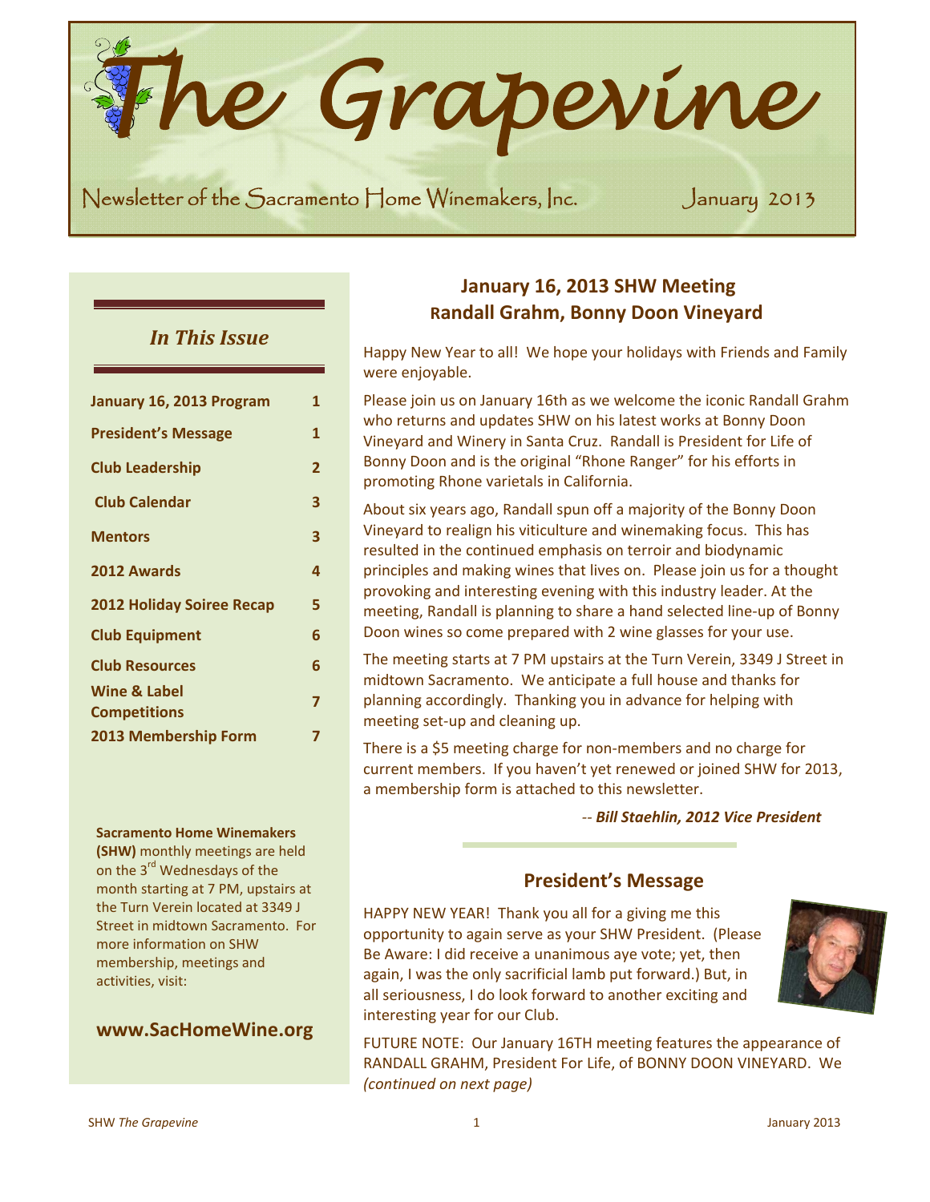# The Grapevine

Newsletter of the Sacramento Home Winemakers, Inc. January 2013

## *In This Issue*

| | |
|---|---|
| **January 16, 2013 Program** | **1** |
| **President's Message** | **1** |
| **Club Leadership** | **2** |
| **Club Calendar** | **3** |
| **Mentors** | **3** |
| **2012 Awards** | **4** |
| **2012 Holiday Soiree Recap** | **5** |
| **Club Equipment** | **6** |
| **Club Resources** | **6** |
| **Wine & Label Competitions** | **7** |
| **2013 Membership Form** | **7** |

**Sacramento Home Winemakers (SHW)** monthly meetings are held on the 3rd Wednesdays of the month starting at 7 PM, upstairs at the Turn Verein located at 3349 J Street in midtown Sacramento. For more information on SHW membership, meetings and activities, visit:

**www.SacHomeWine.org**

## January 16, 2013 SHW Meeting
## Randall Grahm, Bonny Doon Vineyard

Happy New Year to all! We hope your holidays with Friends and Family were enjoyable.

Please join us on January 16th as we welcome the iconic Randall Grahm who returns and updates SHW on his latest works at Bonny Doon Vineyard and Winery in Santa Cruz. Randall is President for Life of Bonny Doon and is the original "Rhone Ranger" for his efforts in promoting Rhone varietals in California.

About six years ago, Randall spun off a majority of the Bonny Doon Vineyard to realign his viticulture and winemaking focus. This has resulted in the continued emphasis on terroir and biodynamic principles and making wines that lives on. Please join us for a thought provoking and interesting evening with this industry leader. At the meeting, Randall is planning to share a hand selected line-up of Bonny Doon wines so come prepared with 2 wine glasses for your use.

The meeting starts at 7 PM upstairs at the Turn Verein, 3349 J Street in midtown Sacramento. We anticipate a full house and thanks for planning accordingly. Thanking you in advance for helping with meeting set-up and cleaning up.

There is a $5 meeting charge for non-members and no charge for current members. If you haven't yet renewed or joined SHW for 2013, a membership form is attached to this newsletter.

-- ***Bill Staehlin, 2012 Vice President***

## President's Message

HAPPY NEW YEAR! Thank you all for a giving me this opportunity to again serve as your SHW President. (Please Be Aware: I did receive a unanimous aye vote; yet, then again, I was the only sacrificial lamb put forward.) But, in all seriousness, I do look forward to another exciting and interesting year for our Club.

FUTURE NOTE: Our January 16TH meeting features the appearance of RANDALL GRAHM, President For Life, of BONNY DOON VINEYARD. We *(continued on next page)*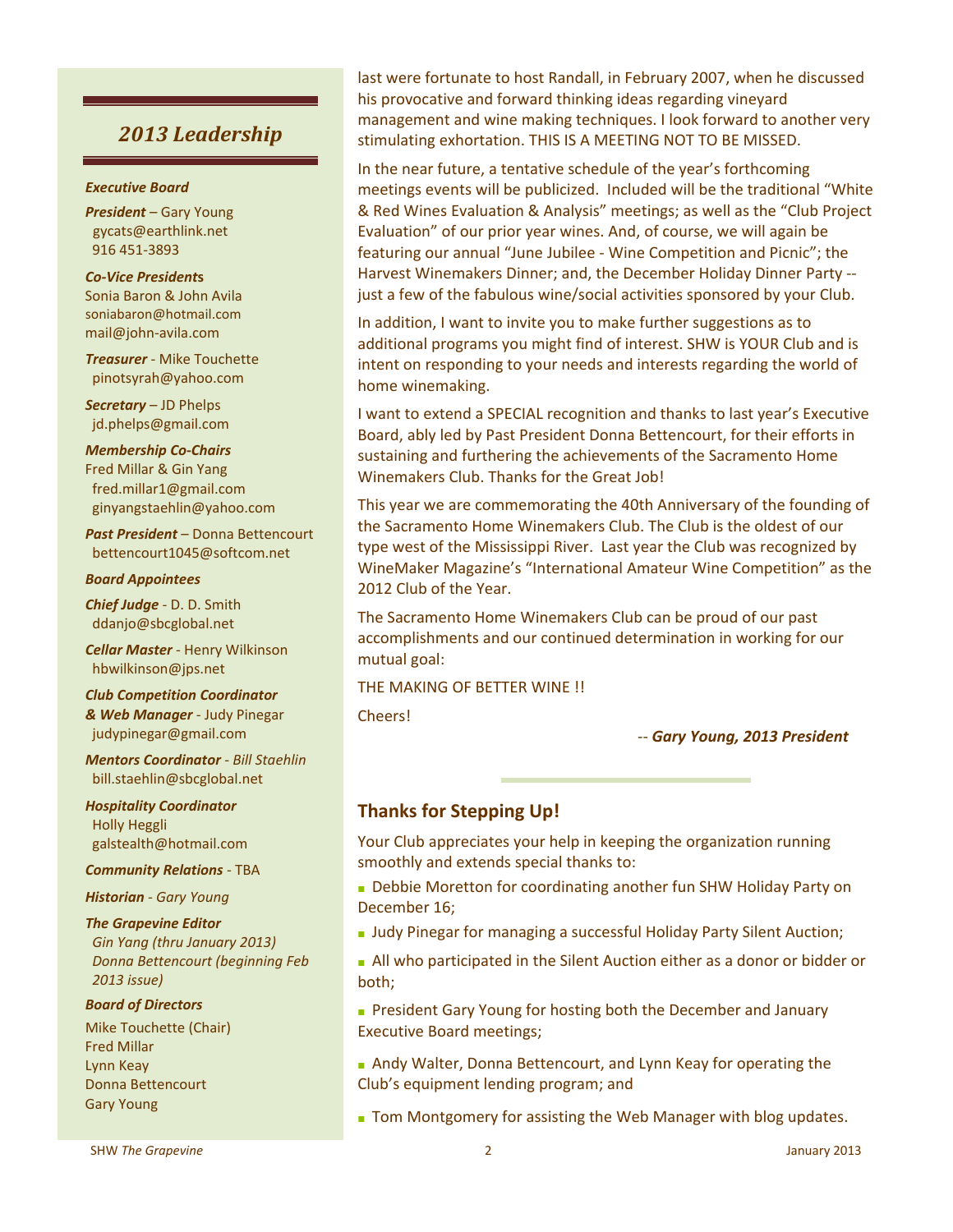## 2013 Leadership

***Executive Board***

***President*** – Gary Young
gycats@earthlink.net
916 451-3893

***Co-Vice Presidents***
Sonia Baron & John Avila
soniabaron@hotmail.com
mail@john-avila.com

***Treasurer*** - Mike Touchette
pinotsyrah@yahoo.com

***Secretary*** – JD Phelps
jd.phelps@gmail.com

***Membership Co-Chairs***
Fred Millar & Gin Yang
fred.millar1@gmail.com
ginyangstaehlin@yahoo.com

***Past President*** – Donna Bettencourt
bettencourt1045@softcom.net

***Board Appointees***

***Chief Judge*** - D. D. Smith
ddanjo@sbcglobal.net

***Cellar Master*** - Henry Wilkinson
hbwilkinson@jps.net

***Club Competition Coordinator & Web Manager*** - Judy Pinegar
judypinegar@gmail.com

***Mentors Coordinator*** - *Bill Staehlin*
bill.staehlin@sbcglobal.net

***Hospitality Coordinator***
Holly Heggli
galstealth@hotmail.com

***Community Relations*** - TBA

***Historian*** - *Gary Young*

***The Grapevine Editor***
*Gin Yang (thru January 2013)*
*Donna Bettencourt (beginning Feb 2013 issue)*

***Board of Directors***

Mike Touchette (Chair)
Fred Millar
Lynn Keay
Donna Bettencourt
Gary Young

last were fortunate to host Randall, in February 2007, when he discussed his provocative and forward thinking ideas regarding vineyard management and wine making techniques. I look forward to another very stimulating exhortation. THIS IS A MEETING NOT TO BE MISSED.

In the near future, a tentative schedule of the year's forthcoming meetings events will be publicized. Included will be the traditional "White & Red Wines Evaluation & Analysis" meetings; as well as the "Club Project Evaluation" of our prior year wines. And, of course, we will again be featuring our annual "June Jubilee - Wine Competition and Picnic"; the Harvest Winemakers Dinner; and, the December Holiday Dinner Party -- just a few of the fabulous wine/social activities sponsored by your Club.

In addition, I want to invite you to make further suggestions as to additional programs you might find of interest. SHW is YOUR Club and is intent on responding to your needs and interests regarding the world of home winemaking.

I want to extend a SPECIAL recognition and thanks to last year's Executive Board, ably led by Past President Donna Bettencourt, for their efforts in sustaining and furthering the achievements of the Sacramento Home Winemakers Club. Thanks for the Great Job!

This year we are commemorating the 40th Anniversary of the founding of the Sacramento Home Winemakers Club. The Club is the oldest of our type west of the Mississippi River. Last year the Club was recognized by WineMaker Magazine's "International Amateur Wine Competition" as the 2012 Club of the Year.

The Sacramento Home Winemakers Club can be proud of our past accomplishments and our continued determination in working for our mutual goal:

THE MAKING OF BETTER WINE !!

Cheers!

-- ***Gary Young, 2013 President***

### Thanks for Stepping Up!

Your Club appreciates your help in keeping the organization running smoothly and extends special thanks to:

- Debbie Moretton for coordinating another fun SHW Holiday Party on December 16;
- Judy Pinegar for managing a successful Holiday Party Silent Auction;
- All who participated in the Silent Auction either as a donor or bidder or both;
- President Gary Young for hosting both the December and January Executive Board meetings;
- Andy Walter, Donna Bettencourt, and Lynn Keay for operating the Club's equipment lending program; and
- Tom Montgomery for assisting the Web Manager with blog updates.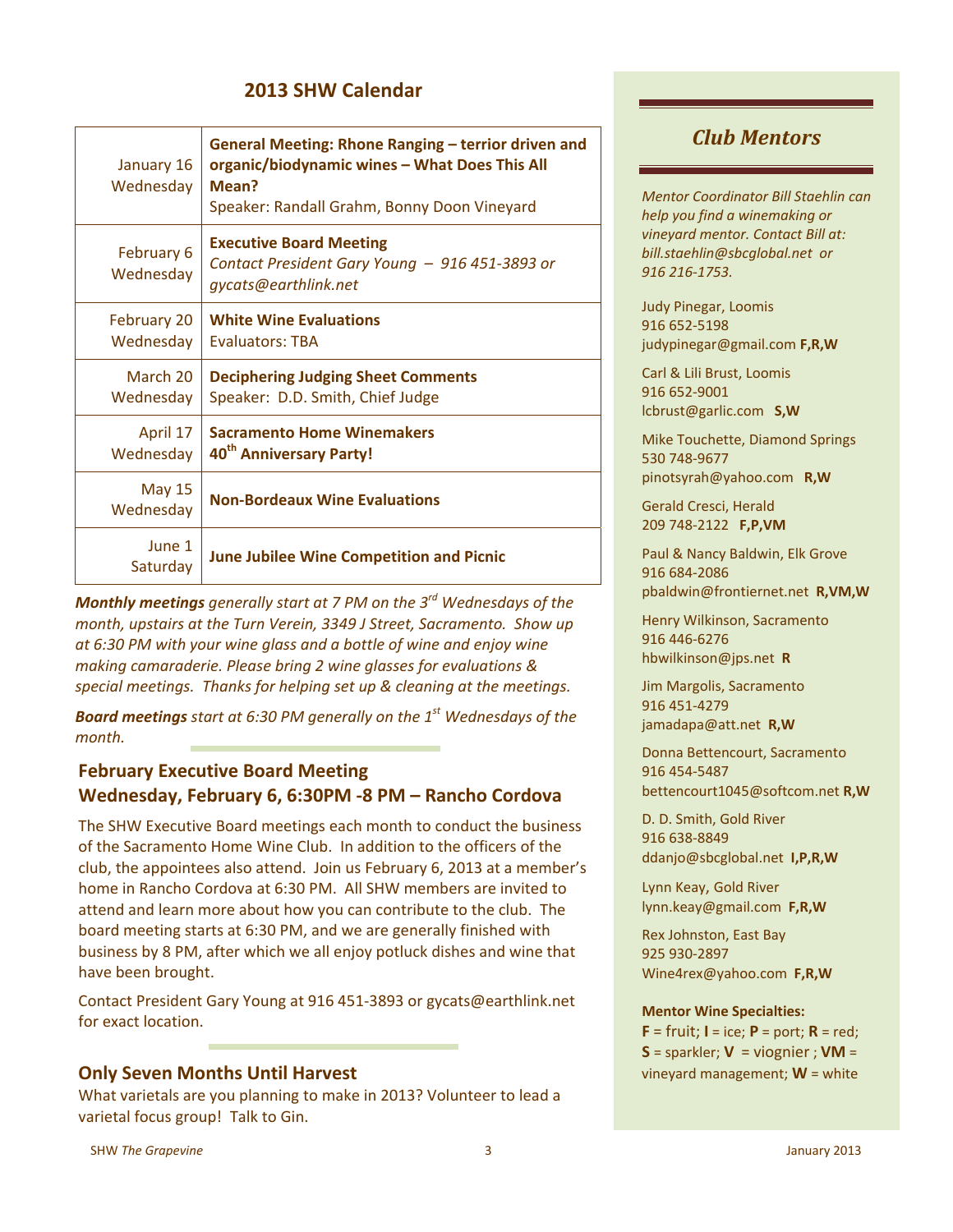## 2013 SHW Calendar

| Date | Event |
|---|---|
| January 16 Wednesday | **General Meeting: Rhone Ranging – terrior driven and organic/biodynamic wines – What Does This All Mean?** Speaker: Randall Grahm, Bonny Doon Vineyard |
| February 6 Wednesday | **Executive Board Meeting** *Contact President Gary Young – 916 451-3893 or gycats@earthlink.net* |
| February 20 Wednesday | **White Wine Evaluations** Evaluators: TBA |
| March 20 Wednesday | **Deciphering Judging Sheet Comments** Speaker: D.D. Smith, Chief Judge |
| April 17 Wednesday | **Sacramento Home Winemakers 40th Anniversary Party!** |
| May 15 Wednesday | **Non-Bordeaux Wine Evaluations** |
| June 1 Saturday | **June Jubilee Wine Competition and Picnic** |

***Monthly meetings*** *generally start at 7 PM on the 3rd Wednesdays of the month, upstairs at the Turn Verein, 3349 J Street, Sacramento. Show up at 6:30 PM with your wine glass and a bottle of wine and enjoy wine making camaraderie. Please bring 2 wine glasses for evaluations & special meetings. Thanks for helping set up & cleaning at the meetings.*

***Board meetings*** *start at 6:30 PM generally on the 1st Wednesdays of the month.*

### February Executive Board Meeting
### Wednesday, February 6, 6:30PM -8 PM – Rancho Cordova

The SHW Executive Board meetings each month to conduct the business of the Sacramento Home Wine Club. In addition to the officers of the club, the appointees also attend. Join us February 6, 2013 at a member's home in Rancho Cordova at 6:30 PM. All SHW members are invited to attend and learn more about how you can contribute to the club. The board meeting starts at 6:30 PM, and we are generally finished with business by 8 PM, after which we all enjoy potluck dishes and wine that have been brought.

Contact President Gary Young at 916 451-3893 or gycats@earthlink.net for exact location.

### Only Seven Months Until Harvest

What varietals are you planning to make in 2013? Volunteer to lead a varietal focus group! Talk to Gin.

## *Club Mentors*

*Mentor Coordinator Bill Staehlin can help you find a winemaking or vineyard mentor. Contact Bill at: bill.staehlin@sbcglobal.net or 916 216-1753.*

Judy Pinegar, Loomis
916 652-5198
judypinegar@gmail.com **F,R,W**

Carl & Lili Brust, Loomis
916 652-9001
lcbrust@garlic.com **S,W**

Mike Touchette, Diamond Springs
530 748-9677
pinotsyrah@yahoo.com **R,W**

Gerald Cresci, Herald
209 748-2122 **F,P,VM**

Paul & Nancy Baldwin, Elk Grove
916 684-2086
pbaldwin@frontiernet.net **R,VM,W**

Henry Wilkinson, Sacramento
916 446-6276
hbwilkinson@jps.net **R**

Jim Margolis, Sacramento
916 451-4279
jamadapa@att.net **R,W**

Donna Bettencourt, Sacramento
916 454-5487
bettencourt1045@softcom.net **R,W**

D. D. Smith, Gold River
916 638-8849
ddanjo@sbcglobal.net **I,P,R,W**

Lynn Keay, Gold River
lynn.keay@gmail.com **F,R,W**

Rex Johnston, East Bay
925 930-2897
Wine4rex@yahoo.com **F,R,W**

**Mentor Wine Specialties:**
**F** = fruit; **I** = ice; **P** = port; **R** = red; **S** = sparkler; **V** = viognier ; **VM** = vineyard management; **W** = white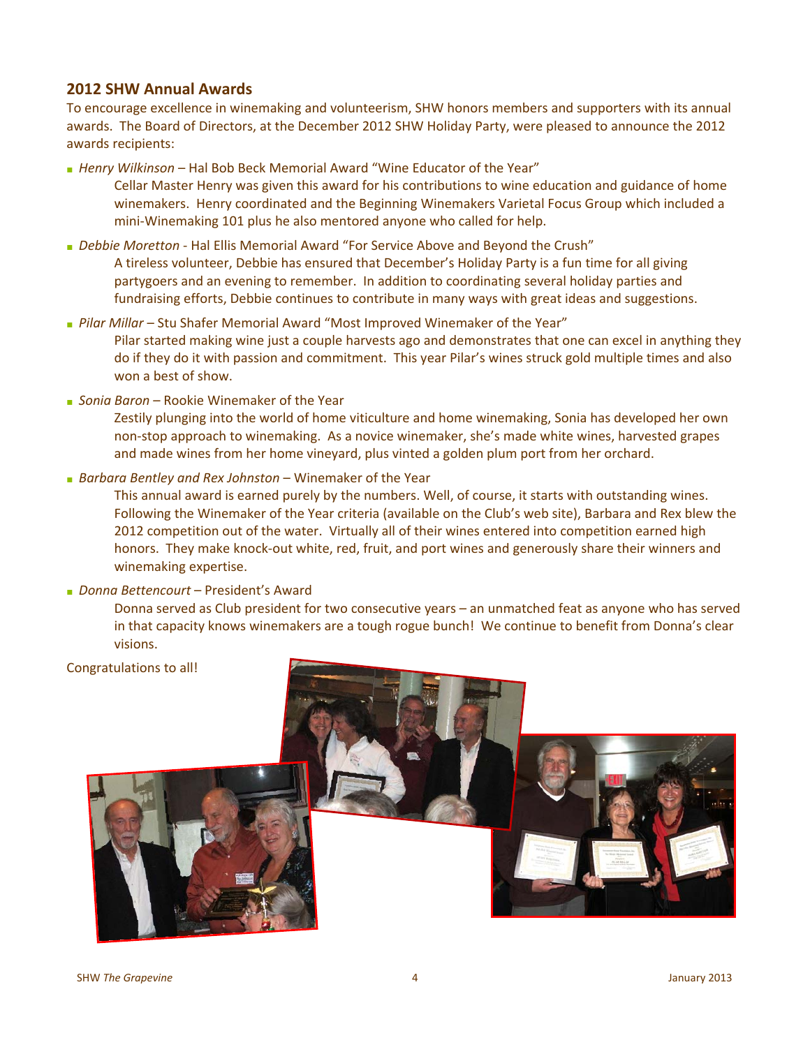## 2012 SHW Annual Awards

To encourage excellence in winemaking and volunteerism, SHW honors members and supporters with its annual awards. The Board of Directors, at the December 2012 SHW Holiday Party, were pleased to announce the 2012 awards recipients:

- *Henry Wilkinson* – Hal Bob Beck Memorial Award "Wine Educator of the Year"

  Cellar Master Henry was given this award for his contributions to wine education and guidance of home winemakers. Henry coordinated and the Beginning Winemakers Varietal Focus Group which included a mini-Winemaking 101 plus he also mentored anyone who called for help.

- *Debbie Moretton* - Hal Ellis Memorial Award "For Service Above and Beyond the Crush"

  A tireless volunteer, Debbie has ensured that December's Holiday Party is a fun time for all giving partygoers and an evening to remember. In addition to coordinating several holiday parties and fundraising efforts, Debbie continues to contribute in many ways with great ideas and suggestions.

- *Pilar Millar* – Stu Shafer Memorial Award "Most Improved Winemaker of the Year"

  Pilar started making wine just a couple harvests ago and demonstrates that one can excel in anything they do if they do it with passion and commitment. This year Pilar's wines struck gold multiple times and also won a best of show.

- *Sonia Baron* – Rookie Winemaker of the Year

  Zestily plunging into the world of home viticulture and home winemaking, Sonia has developed her own non-stop approach to winemaking. As a novice winemaker, she's made white wines, harvested grapes and made wines from her home vineyard, plus vinted a golden plum port from her orchard.

- *Barbara Bentley and Rex Johnston* – Winemaker of the Year

  This annual award is earned purely by the numbers. Well, of course, it starts with outstanding wines. Following the Winemaker of the Year criteria (available on the Club's web site), Barbara and Rex blew the 2012 competition out of the water. Virtually all of their wines entered into competition earned high honors. They make knock-out white, red, fruit, and port wines and generously share their winners and winemaking expertise.

- *Donna Bettencourt* – President's Award

  Donna served as Club president for two consecutive years – an unmatched feat as anyone who has served in that capacity knows winemakers are a tough rogue bunch! We continue to benefit from Donna's clear visions.

Congratulations to all!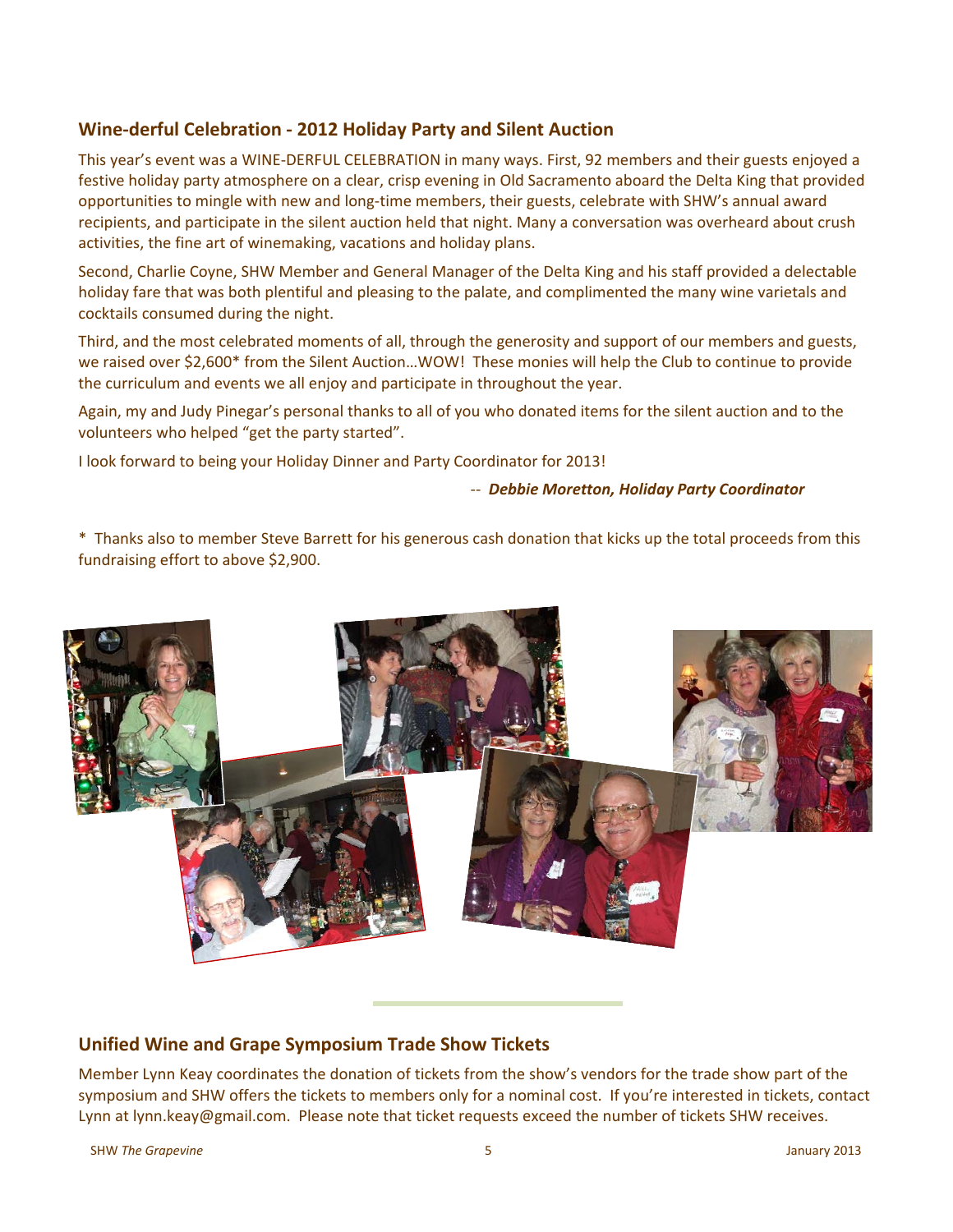## Wine-derful Celebration - 2012 Holiday Party and Silent Auction

This year's event was a WINE-DERFUL CELEBRATION in many ways. First, 92 members and their guests enjoyed a festive holiday party atmosphere on a clear, crisp evening in Old Sacramento aboard the Delta King that provided opportunities to mingle with new and long-time members, their guests, celebrate with SHW's annual award recipients, and participate in the silent auction held that night. Many a conversation was overheard about crush activities, the fine art of winemaking, vacations and holiday plans.

Second, Charlie Coyne, SHW Member and General Manager of the Delta King and his staff provided a delectable holiday fare that was both plentiful and pleasing to the palate, and complimented the many wine varietals and cocktails consumed during the night.

Third, and the most celebrated moments of all, through the generosity and support of our members and guests, we raised over $2,600* from the Silent Auction…WOW! These monies will help the Club to continue to provide the curriculum and events we all enjoy and participate in throughout the year.

Again, my and Judy Pinegar's personal thanks to all of you who donated items for the silent auction and to the volunteers who helped "get the party started".

I look forward to being your Holiday Dinner and Party Coordinator for 2013!

-- ***Debbie Moretton, Holiday Party Coordinator***

* Thanks also to member Steve Barrett for his generous cash donation that kicks up the total proceeds from this fundraising effort to above $2,900.

## Unified Wine and Grape Symposium Trade Show Tickets

Member Lynn Keay coordinates the donation of tickets from the show's vendors for the trade show part of the symposium and SHW offers the tickets to members only for a nominal cost. If you're interested in tickets, contact Lynn at lynn.keay@gmail.com. Please note that ticket requests exceed the number of tickets SHW receives.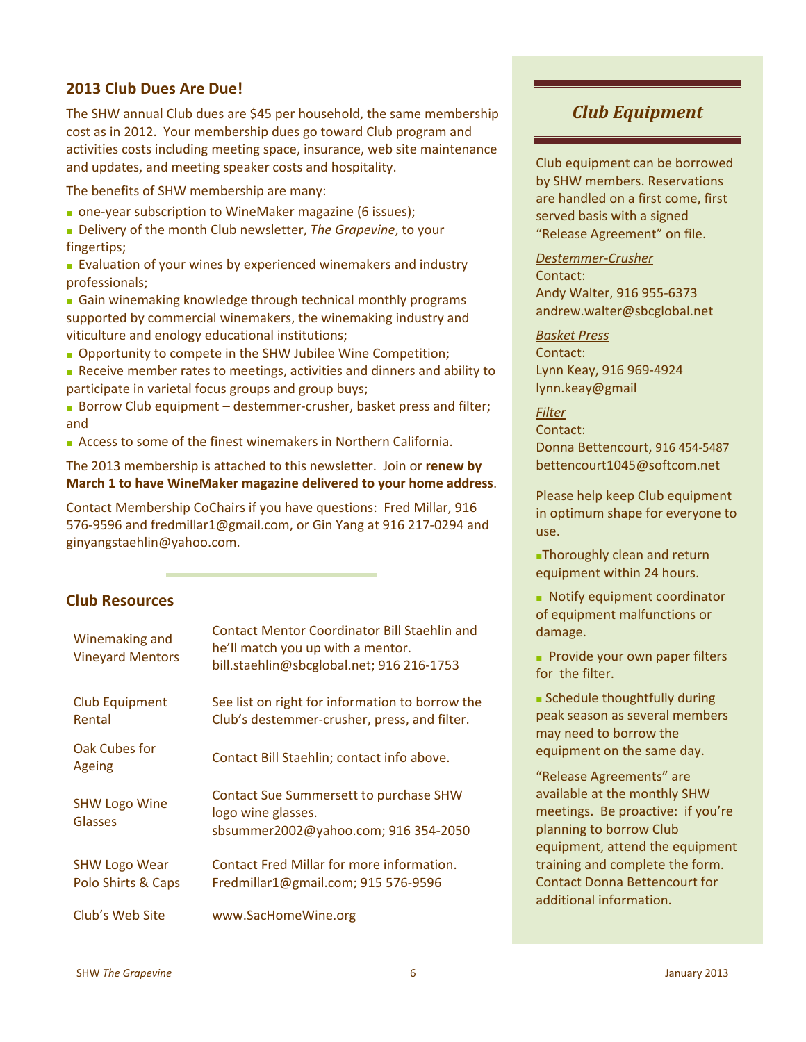## 2013 Club Dues Are Due!

The SHW annual Club dues are $45 per household, the same membership cost as in 2012. Your membership dues go toward Club program and activities costs including meeting space, insurance, web site maintenance and updates, and meeting speaker costs and hospitality.

The benefits of SHW membership are many:

- one-year subscription to WineMaker magazine (6 issues);
- Delivery of the month Club newsletter, *The Grapevine*, to your fingertips;
- Evaluation of your wines by experienced winemakers and industry professionals;
- Gain winemaking knowledge through technical monthly programs supported by commercial winemakers, the winemaking industry and viticulture and enology educational institutions;
- Opportunity to compete in the SHW Jubilee Wine Competition;
- Receive member rates to meetings, activities and dinners and ability to participate in varietal focus groups and group buys;
- Borrow Club equipment – destemmer-crusher, basket press and filter; and
- Access to some of the finest winemakers in Northern California.

The 2013 membership is attached to this newsletter. Join or **renew by March 1 to have WineMaker magazine delivered to your home address**.

Contact Membership CoChairs if you have questions: Fred Millar, 916 576-9596 and fredmillar1@gmail.com, or Gin Yang at 916 217-0294 and ginyangstaehlin@yahoo.com.

## Club Resources

| | |
|---|---|
| Winemaking and Vineyard Mentors | Contact Mentor Coordinator Bill Staehlin and he'll match you up with a mentor. bill.staehlin@sbcglobal.net; 916 216-1753 |
| Club Equipment Rental | See list on right for information to borrow the Club's destemmer-crusher, press, and filter. |
| Oak Cubes for Ageing | Contact Bill Staehlin; contact info above. |
| SHW Logo Wine Glasses | Contact Sue Summersett to purchase SHW logo wine glasses. sbsummer2002@yahoo.com; 916 354-2050 |
| SHW Logo Wear Polo Shirts & Caps | Contact Fred Millar for more information. Fredmillar1@gmail.com; 915 576-9596 |
| Club's Web Site | www.SacHomeWine.org |

## *Club Equipment*

Club equipment can be borrowed by SHW members. Reservations are handled on a first come, first served basis with a signed "Release Agreement" on file.

*Destemmer-Crusher*
Contact:
Andy Walter, 916 955-6373
andrew.walter@sbcglobal.net

*Basket Press*
Contact:
Lynn Keay, 916 969-4924
lynn.keay@gmail

*Filter*
Contact:
Donna Bettencourt, 916 454-5487
bettencourt1045@softcom.net

Please help keep Club equipment in optimum shape for everyone to use.

- Thoroughly clean and return equipment within 24 hours.
- Notify equipment coordinator of equipment malfunctions or damage.
- Provide your own paper filters for the filter.
- Schedule thoughtfully during peak season as several members may need to borrow the equipment on the same day.

"Release Agreements" are available at the monthly SHW meetings. Be proactive: if you're planning to borrow Club equipment, attend the equipment training and complete the form. Contact Donna Bettencourt for additional information.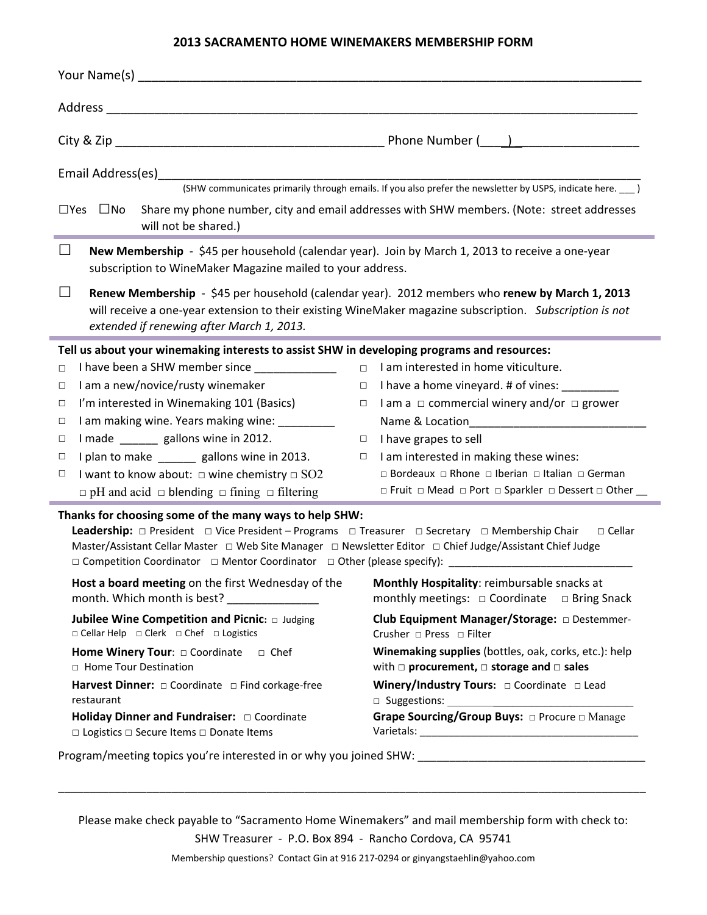# 2013 SACRAMENTO HOME WINEMAKERS MEMBERSHIP FORM

Your Name(s) ___________________________________________________________________________

Address _______________________________________________________________________________

City & Zip _______________________________________ Phone Number (___)_________________

Email Address(es)_______________________________________________________________________

(SHW communicates primarily through emails. If you also prefer the newsletter by USPS, indicate here. ___ )

☐Yes ☐No Share my phone number, city and email addresses with SHW members. (Note: street addresses will not be shared.)

---

☐ **New Membership** - $45 per household (calendar year). Join by March 1, 2013 to receive a one-year subscription to WineMaker Magazine mailed to your address.

☐ **Renew Membership** - $45 per household (calendar year). 2012 members who **renew by March 1, 2013** will receive a one-year extension to their existing WineMaker magazine subscription. *Subscription is not extended if renewing after March 1, 2013.*

---

**Tell us about your winemaking interests to assist SHW in developing programs and resources:**

- □ I have been a SHW member since _____________
- □ I am a new/novice/rusty winemaker
- □ I'm interested in Winemaking 101 (Basics)
- □ I am making wine. Years making wine: _________
- □ I made ______ gallons wine in 2012.
- □ I plan to make ______ gallons wine in 2013.
- □ I want to know about: □ wine chemistry □ SO2 □ pH and acid □ blending □ fining □ filtering
- □ I am interested in home viticulture.
- □ I have a home vineyard. # of vines: _________
- □ I am a □ commercial winery and/or □ grower Name & Location____________________________
- □ I have grapes to sell
- □ I am interested in making these wines: □ Bordeaux □ Rhone □ Iberian □ Italian □ German □ Fruit □ Mead □ Port □ Sparkler □ Dessert □ Other __

---

**Thanks for choosing some of the many ways to help SHW:**

**Leadership:** □ President □ Vice President – Programs □ Treasurer □ Secretary □ Membership Chair □ Cellar Master/Assistant Cellar Master □ Web Site Manager □ Newsletter Editor □ Chief Judge/Assistant Chief Judge □ Competition Coordinator □ Mentor Coordinator □ Other (please specify): ______________________________

**Host a board meeting** on the first Wednesday of the month. Which month is best? ______________

**Jubilee Wine Competition and Picnic:** □ Judging □ Cellar Help □ Clerk □ Chef □ Logistics

**Home Winery Tour**: □ Coordinate □ Chef □ Home Tour Destination

**Harvest Dinner:** □ Coordinate □ Find corkage-free restaurant

**Holiday Dinner and Fundraiser:** □ Coordinate □ Logistics □ Secure Items □ Donate Items

**Monthly Hospitality**: reimbursable snacks at monthly meetings: □ Coordinate □ Bring Snack

**Club Equipment Manager/Storage:** □ Destemmer-Crusher □ Press □ Filter

**Winemaking supplies** (bottles, oak, corks, etc.): help with □ **procurement,** □ **storage and** □ **sales**

**Winery/Industry Tours:** □ Coordinate □ Lead □ Suggestions: ________________________________

**Grape Sourcing/Group Buys:** □ Procure □ Manage Varietals: ____________________________________

Program/meeting topics you're interested in or why you joined SHW: ____________________________________

___________________________________________________________________________________________

Please make check payable to "Sacramento Home Winemakers" and mail membership form with check to:
SHW Treasurer - P.O. Box 894 - Rancho Cordova, CA 95741

Membership questions? Contact Gin at 916 217-0294 or ginyangstaehlin@yahoo.com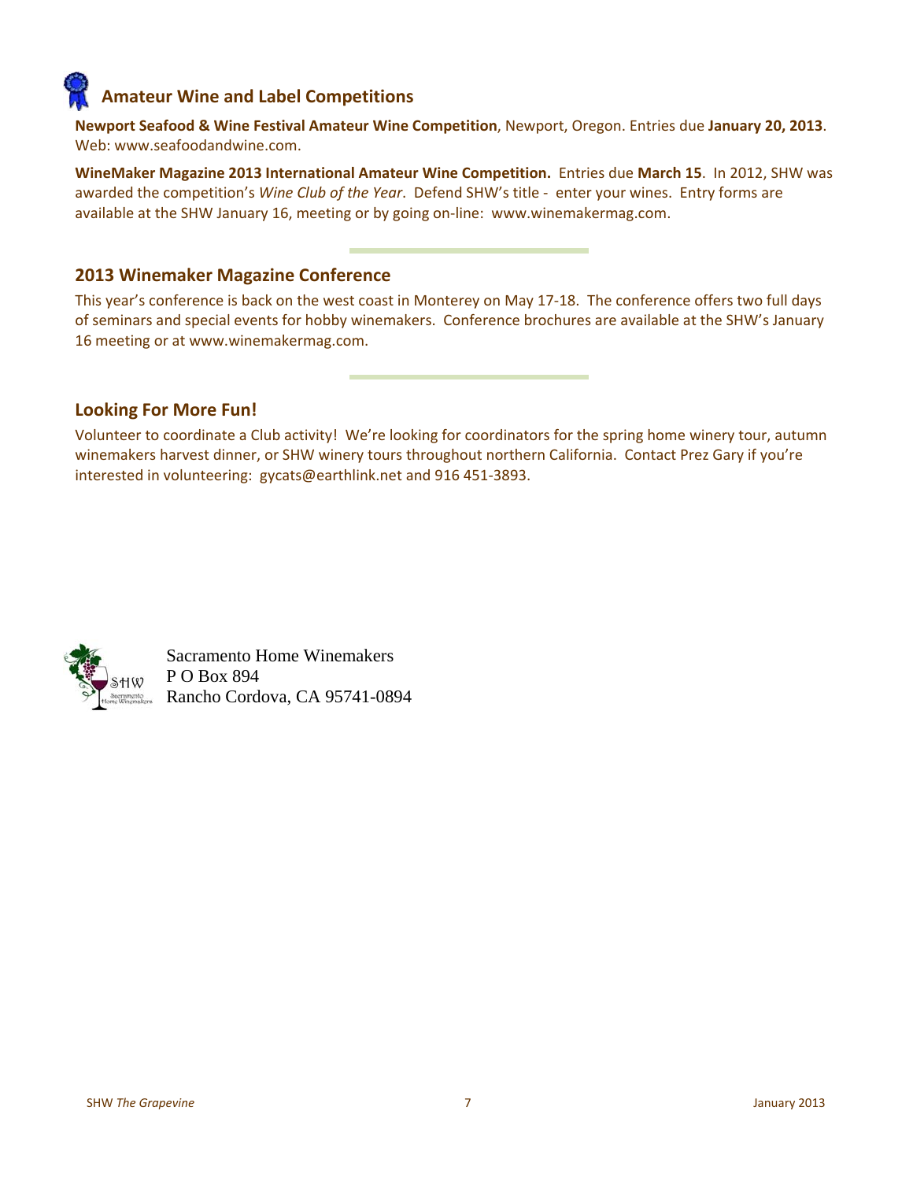## Amateur Wine and Label Competitions

**Newport Seafood & Wine Festival Amateur Wine Competition**, Newport, Oregon. Entries due **January 20, 2013**. Web: www.seafoodandwine.com.

**WineMaker Magazine 2013 International Amateur Wine Competition.** Entries due **March 15**. In 2012, SHW was awarded the competition's *Wine Club of the Year*. Defend SHW's title - enter your wines. Entry forms are available at the SHW January 16, meeting or by going on-line: www.winemakermag.com.

## 2013 Winemaker Magazine Conference

This year's conference is back on the west coast in Monterey on May 17-18. The conference offers two full days of seminars and special events for hobby winemakers. Conference brochures are available at the SHW's January 16 meeting or at www.winemakermag.com.

## Looking For More Fun!

Volunteer to coordinate a Club activity! We're looking for coordinators for the spring home winery tour, autumn winemakers harvest dinner, or SHW winery tours throughout northern California. Contact Prez Gary if you're interested in volunteering: gycats@earthlink.net and 916 451-3893.

Sacramento Home Winemakers
P O Box 894
Rancho Cordova, CA 95741-0894